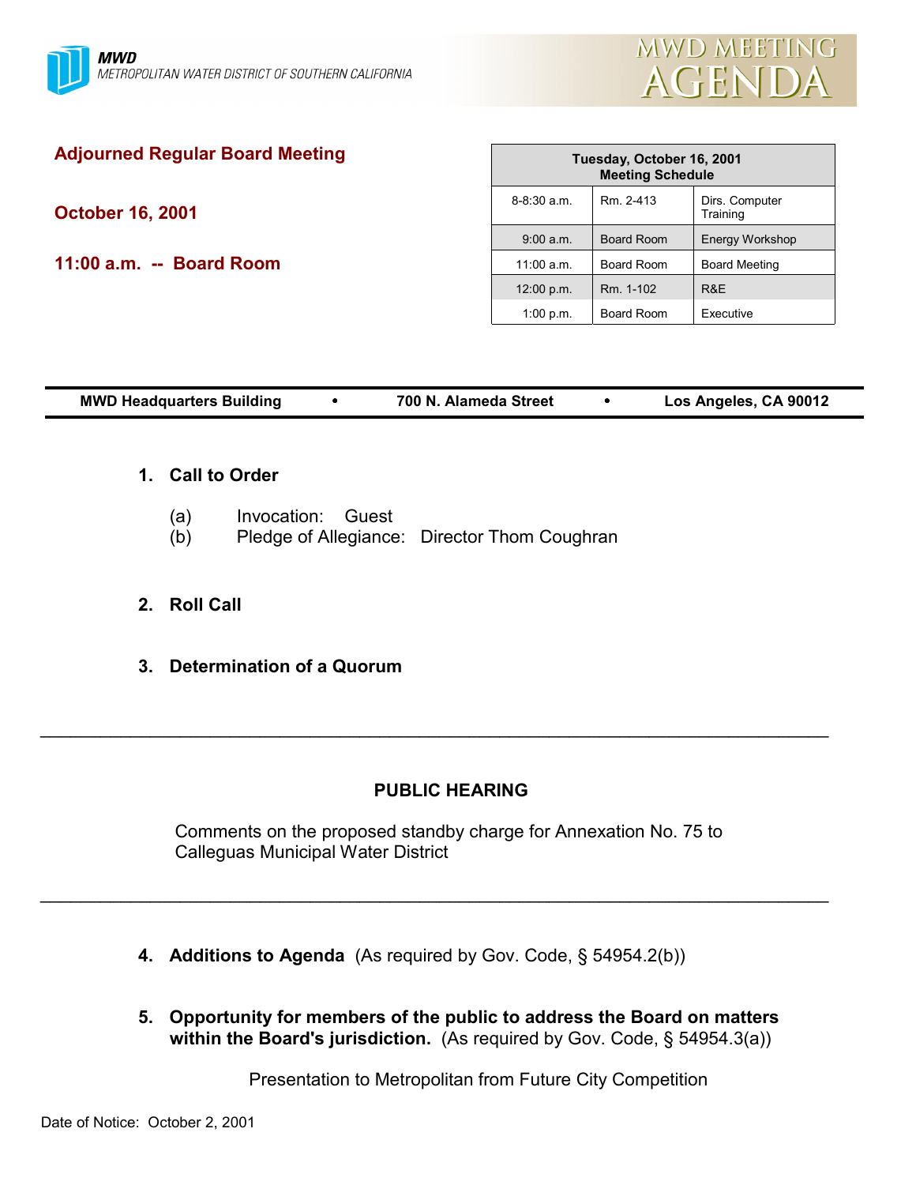**MWD**
METROPOLITAN WATER DISTRICT OF SOUTHERN CALIFORNIA

MWD MEETING AGENDA

## Adjourned Regular Board Meeting

**October 16, 2001**

**11:00 a.m. -- Board Room**

| Tuesday, October 16, 2001 Meeting Schedule | | |
|---|---|---|
| 8-8:30 a.m. | Rm. 2-413 | Dirs. Computer Training |
| 9:00 a.m. | Board Room | Energy Workshop |
| 11:00 a.m. | Board Room | Board Meeting |
| 12:00 p.m. | Rm. 1-102 | R&E |
| 1:00 p.m. | Board Room | Executive |

**MWD Headquarters Building • 700 N. Alameda Street • Los Angeles, CA 90012**

1. **Call to Order**

   (a) Invocation: Guest
   (b) Pledge of Allegiance: Director Thom Coughran

2. **Roll Call**

3. **Determination of a Quorum**

---

**PUBLIC HEARING**

Comments on the proposed standby charge for Annexation No. 75 to Calleguas Municipal Water District

---

4. **Additions to Agenda** (As required by Gov. Code, § 54954.2(b))

5. **Opportunity for members of the public to address the Board on matters within the Board's jurisdiction.** (As required by Gov. Code, § 54954.3(a))

   Presentation to Metropolitan from Future City Competition

Date of Notice: October 2, 2001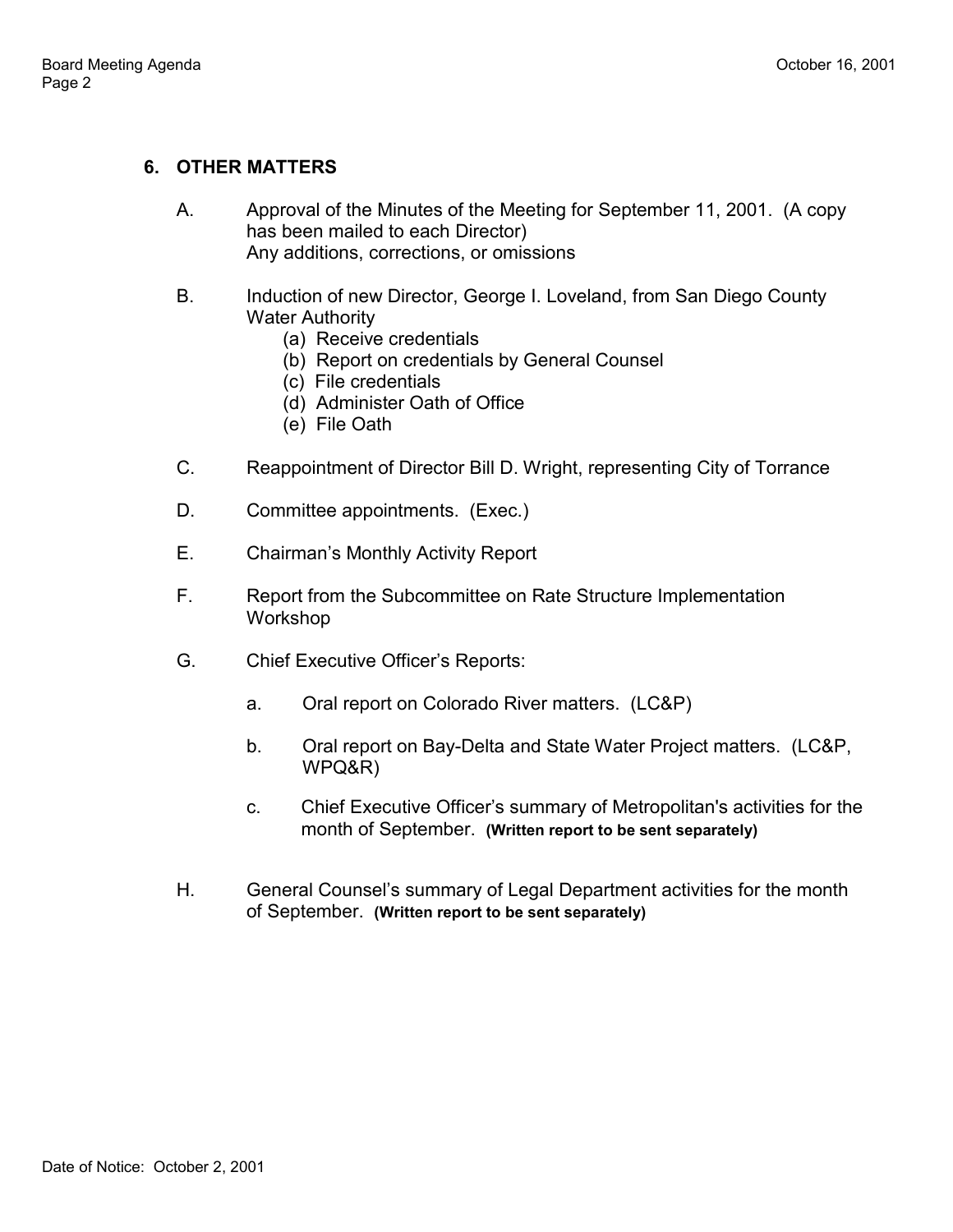## 6. OTHER MATTERS

A. Approval of the Minutes of the Meeting for September 11, 2001. (A copy has been mailed to each Director)
Any additions, corrections, or omissions

B. Induction of new Director, George I. Loveland, from San Diego County Water Authority
(a) Receive credentials
(b) Report on credentials by General Counsel
(c) File credentials
(d) Administer Oath of Office
(e) File Oath

C. Reappointment of Director Bill D. Wright, representing City of Torrance

D. Committee appointments. (Exec.)

E. Chairman's Monthly Activity Report

F. Report from the Subcommittee on Rate Structure Implementation Workshop

G. Chief Executive Officer's Reports:

a. Oral report on Colorado River matters. (LC&P)

b. Oral report on Bay-Delta and State Water Project matters. (LC&P, WPQ&R)

c. Chief Executive Officer's summary of Metropolitan's activities for the month of September. **(Written report to be sent separately)**

H. General Counsel's summary of Legal Department activities for the month of September. **(Written report to be sent separately)**

Date of Notice: October 2, 2001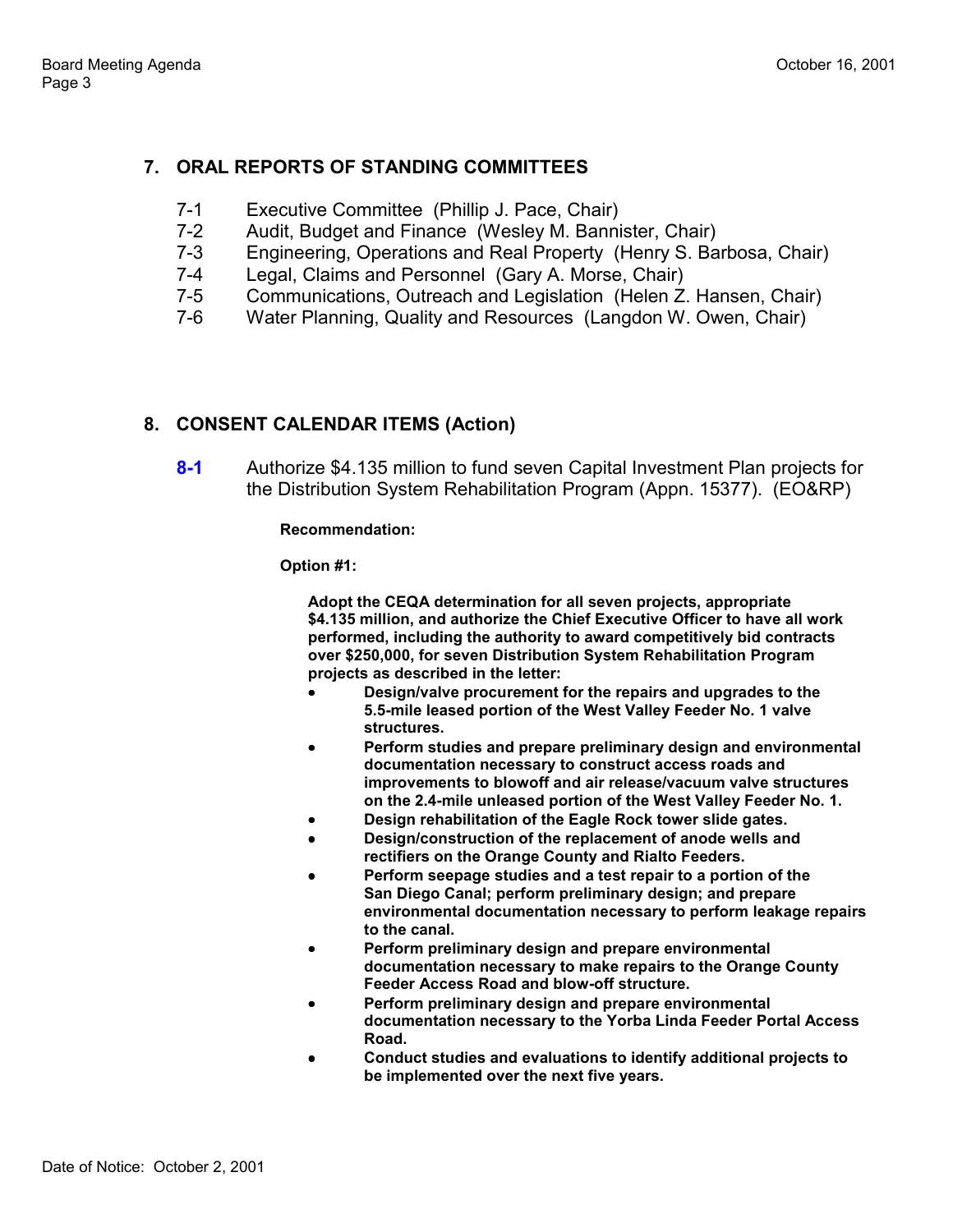## 7. ORAL REPORTS OF STANDING COMMITTEES

- 7-1 Executive Committee (Phillip J. Pace, Chair)
- 7-2 Audit, Budget and Finance (Wesley M. Bannister, Chair)
- 7-3 Engineering, Operations and Real Property (Henry S. Barbosa, Chair)
- 7-4 Legal, Claims and Personnel (Gary A. Morse, Chair)
- 7-5 Communications, Outreach and Legislation (Helen Z. Hansen, Chair)
- 7-6 Water Planning, Quality and Resources (Langdon W. Owen, Chair)

## 8. CONSENT CALENDAR ITEMS (Action)

**8-1** Authorize $4.135 million to fund seven Capital Investment Plan projects for the Distribution System Rehabilitation Program (Appn. 15377). (EO&RP)

**Recommendation:**

**Option #1:**

**Adopt the CEQA determination for all seven projects, appropriate $4.135 million, and authorize the Chief Executive Officer to have all work performed, including the authority to award competitively bid contracts over $250,000, for seven Distribution System Rehabilitation Program projects as described in the letter:**

- **Design/valve procurement for the repairs and upgrades to the 5.5-mile leased portion of the West Valley Feeder No. 1 valve structures.**
- **Perform studies and prepare preliminary design and environmental documentation necessary to construct access roads and improvements to blowoff and air release/vacuum valve structures on the 2.4-mile unleased portion of the West Valley Feeder No. 1.**
- **Design rehabilitation of the Eagle Rock tower slide gates.**
- **Design/construction of the replacement of anode wells and rectifiers on the Orange County and Rialto Feeders.**
- **Perform seepage studies and a test repair to a portion of the San Diego Canal; perform preliminary design; and prepare environmental documentation necessary to perform leakage repairs to the canal.**
- **Perform preliminary design and prepare environmental documentation necessary to make repairs to the Orange County Feeder Access Road and blow-off structure.**
- **Perform preliminary design and prepare environmental documentation necessary to the Yorba Linda Feeder Portal Access Road.**
- **Conduct studies and evaluations to identify additional projects to be implemented over the next five years.**

Date of Notice: October 2, 2001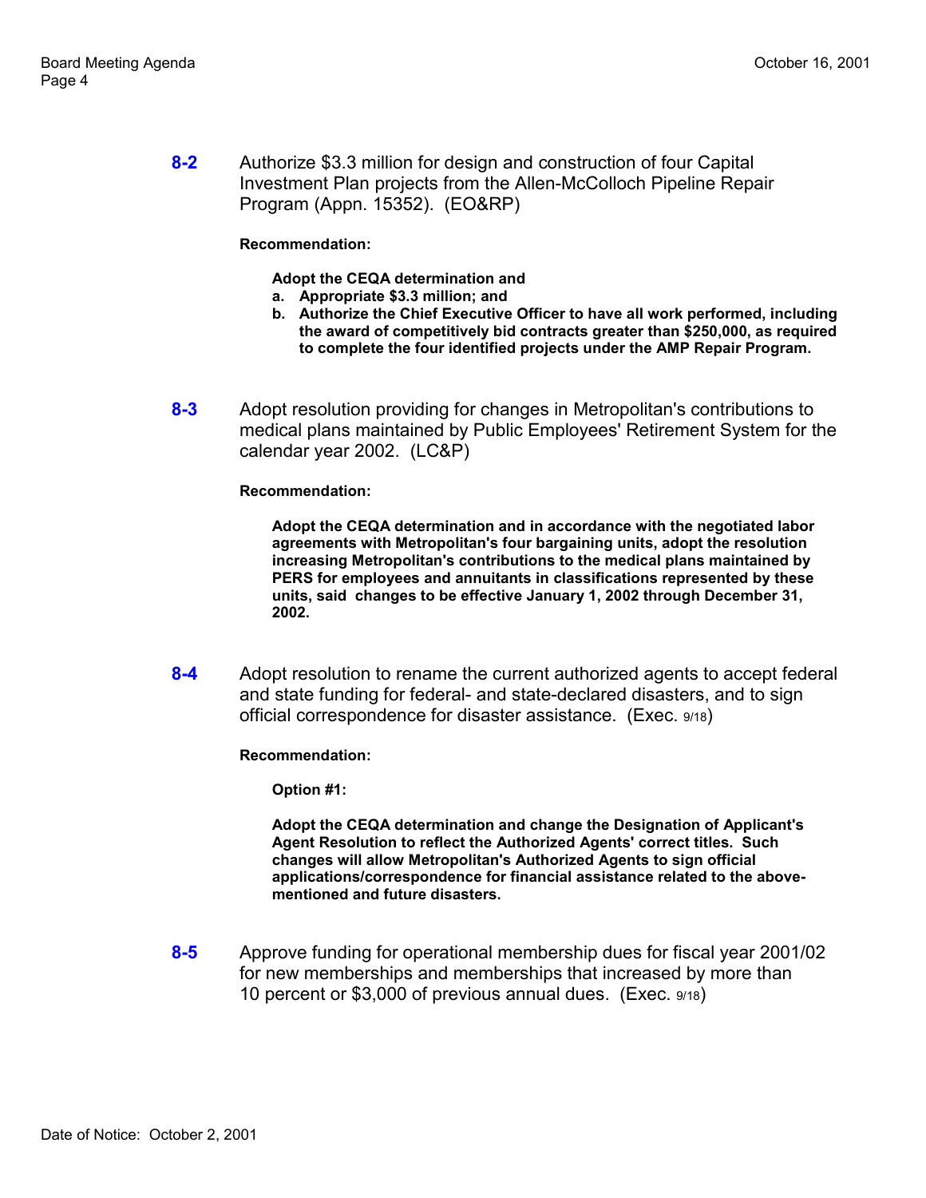**8-2** Authorize $3.3 million for design and construction of four Capital Investment Plan projects from the Allen-McColloch Pipeline Repair Program (Appn. 15352). (EO&RP)

**Recommendation:**

**Adopt the CEQA determination and**

**a. Appropriate $3.3 million; and**

**b. Authorize the Chief Executive Officer to have all work performed, including the award of competitively bid contracts greater than $250,000, as required to complete the four identified projects under the AMP Repair Program.**

**8-3** Adopt resolution providing for changes in Metropolitan's contributions to medical plans maintained by Public Employees' Retirement System for the calendar year 2002. (LC&P)

**Recommendation:**

**Adopt the CEQA determination and in accordance with the negotiated labor agreements with Metropolitan's four bargaining units, adopt the resolution increasing Metropolitan's contributions to the medical plans maintained by PERS for employees and annuitants in classifications represented by these units, said changes to be effective January 1, 2002 through December 31, 2002.**

**8-4** Adopt resolution to rename the current authorized agents to accept federal and state funding for federal- and state-declared disasters, and to sign official correspondence for disaster assistance. (Exec. 9/18)

**Recommendation:**

**Option #1:**

**Adopt the CEQA determination and change the Designation of Applicant's Agent Resolution to reflect the Authorized Agents' correct titles. Such changes will allow Metropolitan's Authorized Agents to sign official applications/correspondence for financial assistance related to the above-mentioned and future disasters.**

**8-5** Approve funding for operational membership dues for fiscal year 2001/02 for new memberships and memberships that increased by more than 10 percent or $3,000 of previous annual dues. (Exec. 9/18)

Date of Notice: October 2, 2001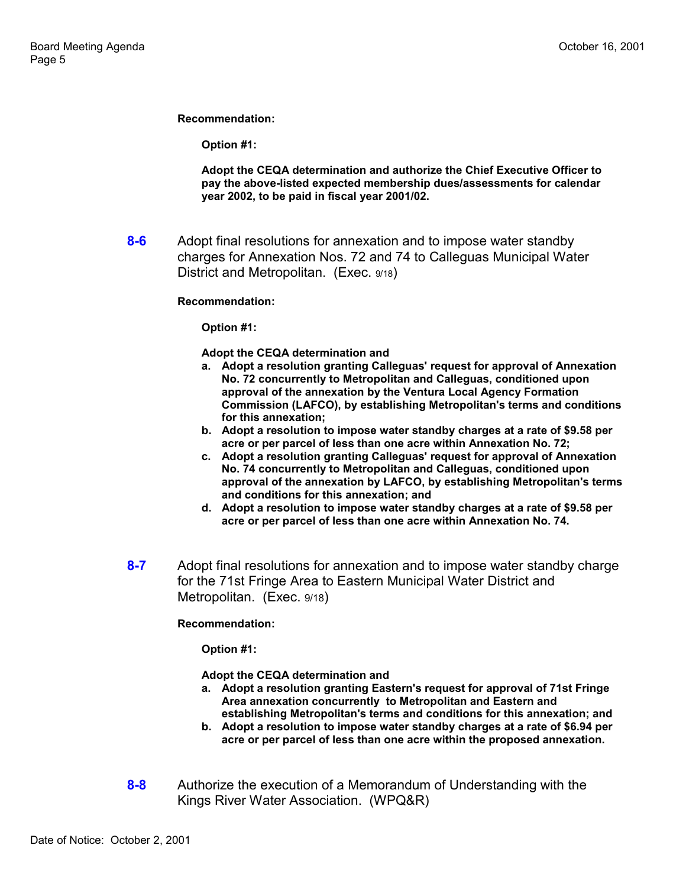**Recommendation:**

**Option #1:**

**Adopt the CEQA determination and authorize the Chief Executive Officer to pay the above-listed expected membership dues/assessments for calendar year 2002, to be paid in fiscal year 2001/02.**

**8-6** Adopt final resolutions for annexation and to impose water standby charges for Annexation Nos. 72 and 74 to Calleguas Municipal Water District and Metropolitan. (Exec. 9/18)

**Recommendation:**

**Option #1:**

**Adopt the CEQA determination and**

- **a. Adopt a resolution granting Calleguas' request for approval of Annexation No. 72 concurrently to Metropolitan and Calleguas, conditioned upon approval of the annexation by the Ventura Local Agency Formation Commission (LAFCO), by establishing Metropolitan's terms and conditions for this annexation;**
- **b. Adopt a resolution to impose water standby charges at a rate of $9.58 per acre or per parcel of less than one acre within Annexation No. 72;**
- **c. Adopt a resolution granting Calleguas' request for approval of Annexation No. 74 concurrently to Metropolitan and Calleguas, conditioned upon approval of the annexation by LAFCO, by establishing Metropolitan's terms and conditions for this annexation; and**
- **d. Adopt a resolution to impose water standby charges at a rate of $9.58 per acre or per parcel of less than one acre within Annexation No. 74.**

**8-7** Adopt final resolutions for annexation and to impose water standby charge for the 71st Fringe Area to Eastern Municipal Water District and Metropolitan. (Exec. 9/18)

**Recommendation:**

**Option #1:**

**Adopt the CEQA determination and**

- **a. Adopt a resolution granting Eastern's request for approval of 71st Fringe Area annexation concurrently to Metropolitan and Eastern and establishing Metropolitan's terms and conditions for this annexation; and**
- **b. Adopt a resolution to impose water standby charges at a rate of $6.94 per acre or per parcel of less than one acre within the proposed annexation.**

**8-8** Authorize the execution of a Memorandum of Understanding with the Kings River Water Association. (WPQ&R)

Date of Notice: October 2, 2001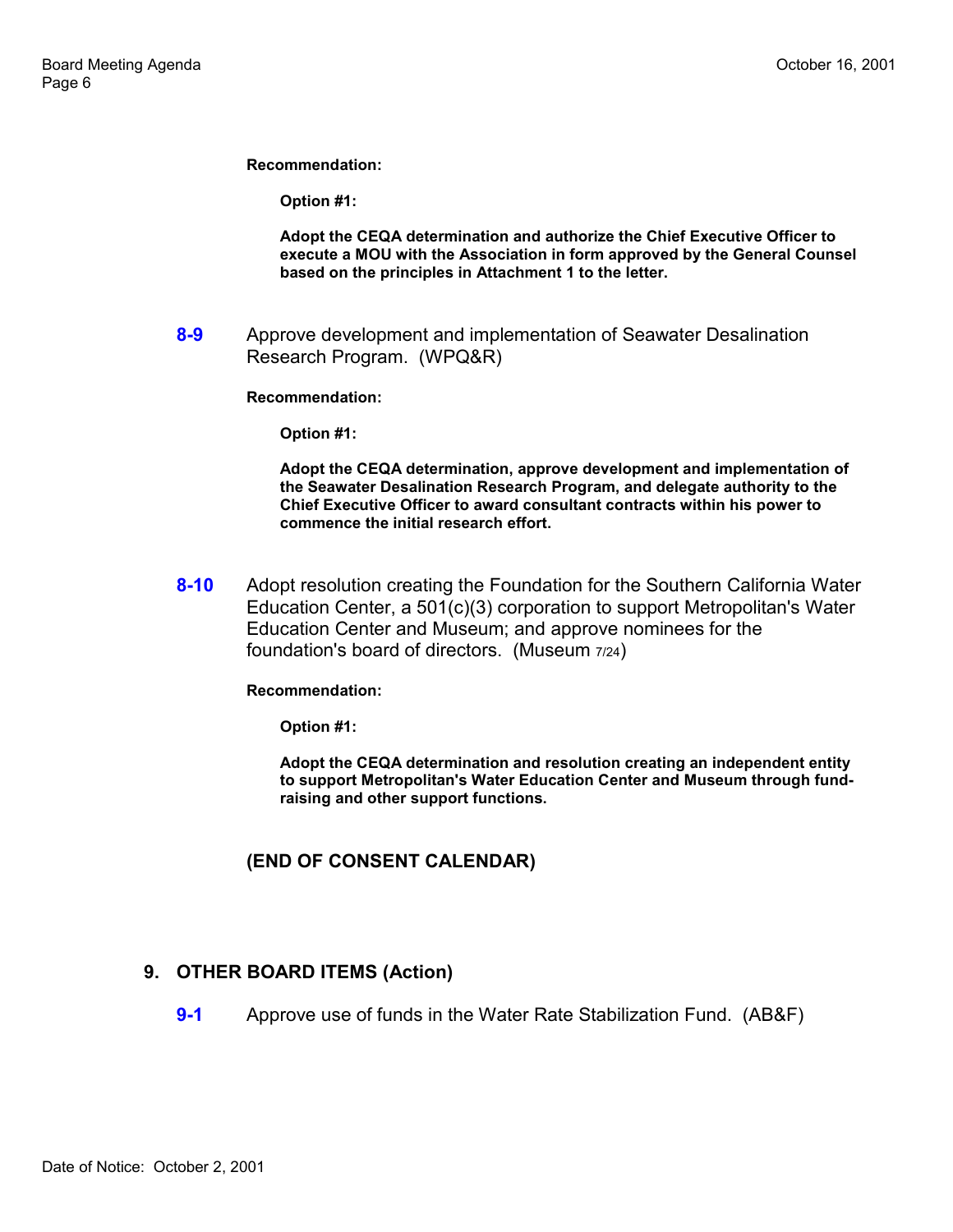**Recommendation:**

**Option #1:**

**Adopt the CEQA determination and authorize the Chief Executive Officer to execute a MOU with the Association in form approved by the General Counsel based on the principles in Attachment 1 to the letter.**

**8-9** Approve development and implementation of Seawater Desalination Research Program. (WPQ&R)

**Recommendation:**

**Option #1:**

**Adopt the CEQA determination, approve development and implementation of the Seawater Desalination Research Program, and delegate authority to the Chief Executive Officer to award consultant contracts within his power to commence the initial research effort.**

**8-10** Adopt resolution creating the Foundation for the Southern California Water Education Center, a 501(c)(3) corporation to support Metropolitan's Water Education Center and Museum; and approve nominees for the foundation's board of directors. (Museum 7/24)

**Recommendation:**

**Option #1:**

**Adopt the CEQA determination and resolution creating an independent entity to support Metropolitan's Water Education Center and Museum through fund-raising and other support functions.**

**(END OF CONSENT CALENDAR)**

## 9. OTHER BOARD ITEMS (Action)

**9-1** Approve use of funds in the Water Rate Stabilization Fund. (AB&F)

Date of Notice: October 2, 2001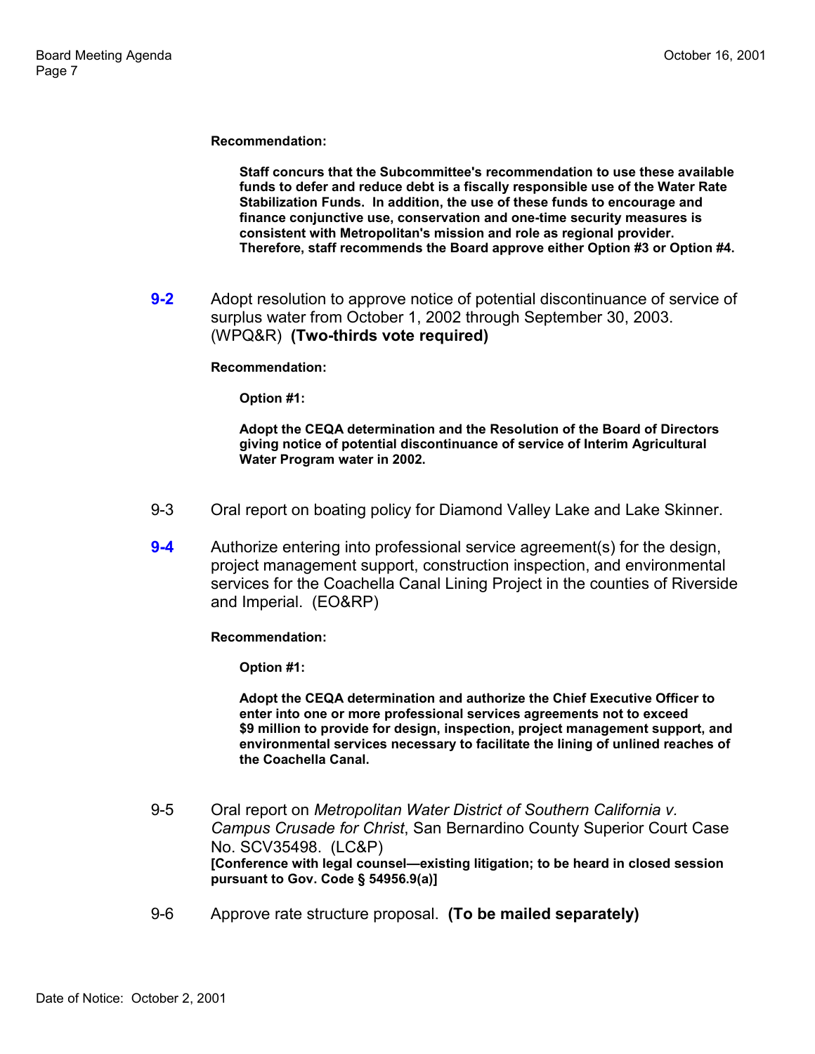**Recommendation:**

> **Staff concurs that the Subcommittee's recommendation to use these available funds to defer and reduce debt is a fiscally responsible use of the Water Rate Stabilization Funds. In addition, the use of these funds to encourage and finance conjunctive use, conservation and one-time security measures is consistent with Metropolitan's mission and role as regional provider. Therefore, staff recommends the Board approve either Option #3 or Option #4.**

**9-2** Adopt resolution to approve notice of potential discontinuance of service of surplus water from October 1, 2002 through September 30, 2003. (WPQ&R) **(Two-thirds vote required)**

**Recommendation:**

> **Option #1:**
>
> **Adopt the CEQA determination and the Resolution of the Board of Directors giving notice of potential discontinuance of service of Interim Agricultural Water Program water in 2002.**

9-3 Oral report on boating policy for Diamond Valley Lake and Lake Skinner.

**9-4** Authorize entering into professional service agreement(s) for the design, project management support, construction inspection, and environmental services for the Coachella Canal Lining Project in the counties of Riverside and Imperial. (EO&RP)

**Recommendation:**

> **Option #1:**
>
> **Adopt the CEQA determination and authorize the Chief Executive Officer to enter into one or more professional services agreements not to exceed $9 million to provide for design, inspection, project management support, and environmental services necessary to facilitate the lining of unlined reaches of the Coachella Canal.**

9-5 Oral report on *Metropolitan Water District of Southern California v. Campus Crusade for Christ*, San Bernardino County Superior Court Case No. SCV35498. (LC&P)
**[Conference with legal counsel—existing litigation; to be heard in closed session pursuant to Gov. Code § 54956.9(a)]**

9-6 Approve rate structure proposal. **(To be mailed separately)**

Date of Notice: October 2, 2001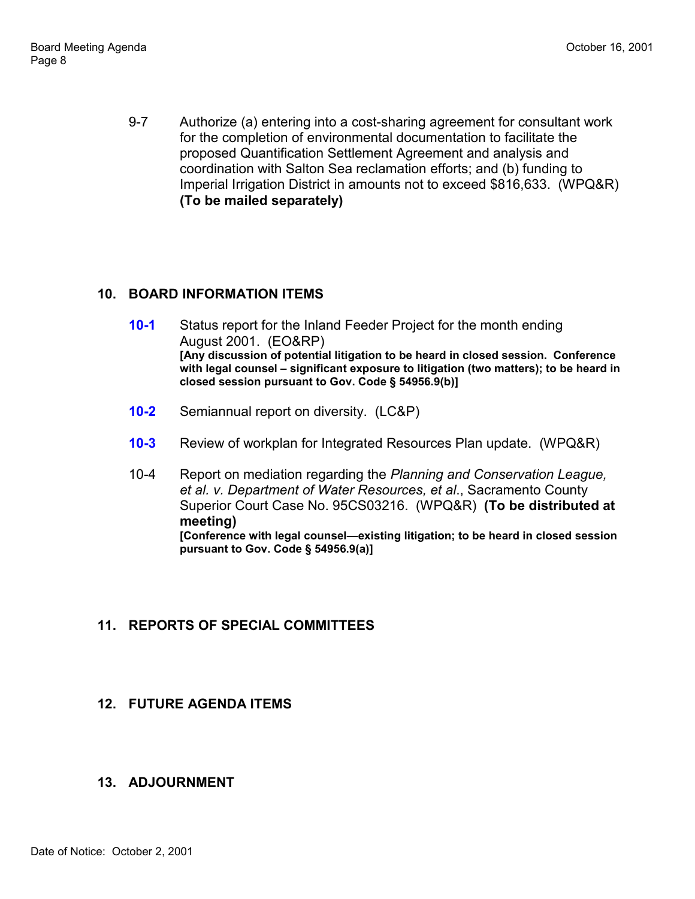9-7 Authorize (a) entering into a cost-sharing agreement for consultant work for the completion of environmental documentation to facilitate the proposed Quantification Settlement Agreement and analysis and coordination with Salton Sea reclamation efforts; and (b) funding to Imperial Irrigation District in amounts not to exceed $816,633. (WPQ&R) **(To be mailed separately)**

## 10. BOARD INFORMATION ITEMS

**10-1** Status report for the Inland Feeder Project for the month ending August 2001. (EO&RP)
**[Any discussion of potential litigation to be heard in closed session. Conference with legal counsel – significant exposure to litigation (two matters); to be heard in closed session pursuant to Gov. Code § 54956.9(b)]**

**10-2** Semiannual report on diversity. (LC&P)

**10-3** Review of workplan for Integrated Resources Plan update. (WPQ&R)

10-4 Report on mediation regarding the *Planning and Conservation League, et al. v. Department of Water Resources, et al*., Sacramento County Superior Court Case No. 95CS03216. (WPQ&R) **(To be distributed at meeting)**
**[Conference with legal counsel—existing litigation; to be heard in closed session pursuant to Gov. Code § 54956.9(a)]**

## 11. REPORTS OF SPECIAL COMMITTEES

## 12. FUTURE AGENDA ITEMS

## 13. ADJOURNMENT

Date of Notice: October 2, 2001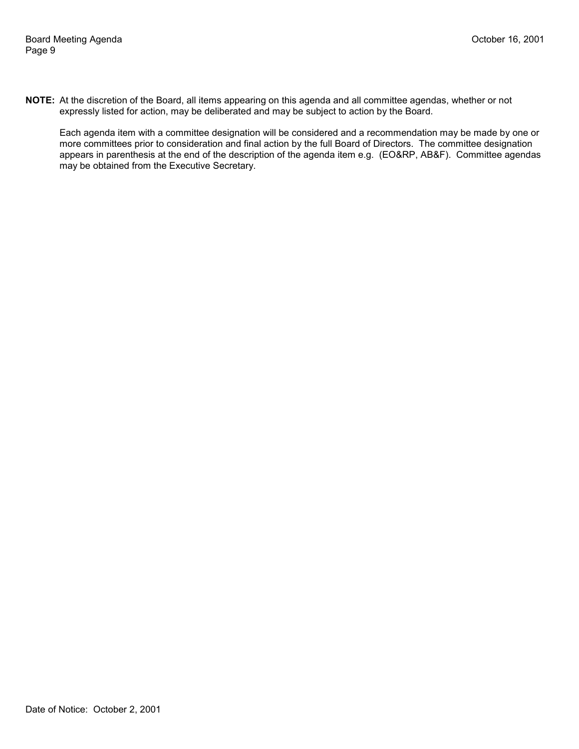**NOTE:** At the discretion of the Board, all items appearing on this agenda and all committee agendas, whether or not expressly listed for action, may be deliberated and may be subject to action by the Board.

Each agenda item with a committee designation will be considered and a recommendation may be made by one or more committees prior to consideration and final action by the full Board of Directors. The committee designation appears in parenthesis at the end of the description of the agenda item e.g. (EO&RP, AB&F). Committee agendas may be obtained from the Executive Secretary.

Date of Notice: October 2, 2001